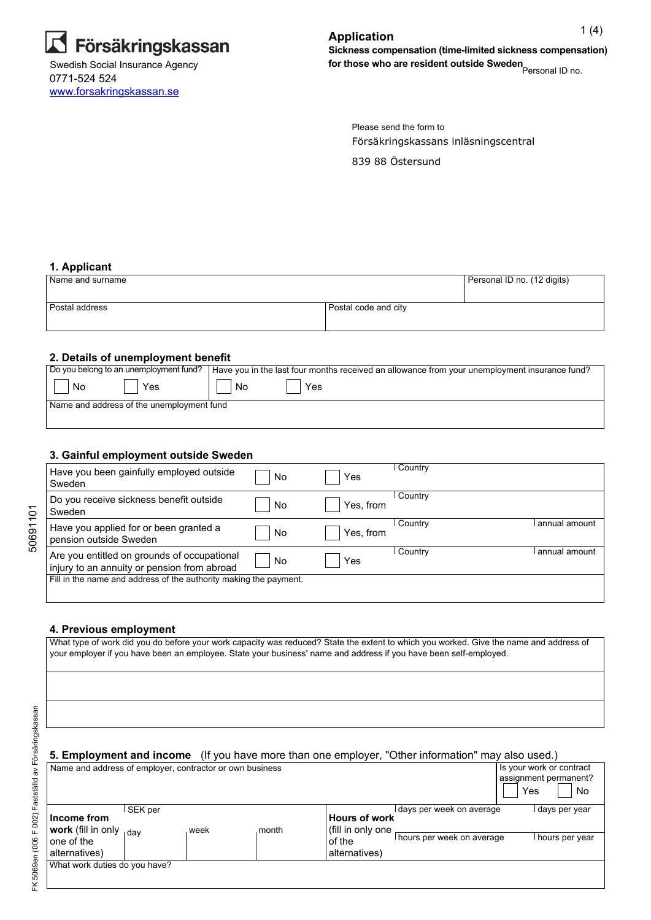**Försäkringskassan**

Swedish Social Insurance Agency
0771-524 524
www.forsakringskassan.se

# Application

**Sickness compensation (time-limited sickness compensation) for those who are resident outside Sweden**

Personal ID no.

Please send the form to
Försäkringskassans inläsningscentral
839 88 Östersund

## 1. Applicant

| Name and surname | | Personal ID no. (12 digits) |
|---|---|---|
| Postal address | Postal code and city | |

## 2. Details of unemployment benefit

| Do you belong to an unemployment fund? | Have you in the last four months received an allowance from your unemployment insurance fund? |
|---|---|
| ☐ No ☐ Yes | ☐ No ☐ Yes |
| Name and address of the unemployment fund | |

## 3. Gainful employment outside Sweden

| | | | | |
|---|---|---|---|---|
| Have you been gainfully employed outside Sweden | ☐ No | ☐ Yes | Country | |
| Do you receive sickness benefit outside Sweden | ☐ No | ☐ Yes, from | Country | |
| Have you applied for or been granted a pension outside Sweden | ☐ No | ☐ Yes, from | Country | annual amount |
| Are you entitled on grounds of occupational injury to an annuity or pension from abroad | ☐ No | ☐ Yes | Country | annual amount |
| Fill in the name and address of the authority making the payment. | | | | |

## 4. Previous employment

What type of work did you do before your work capacity was reduced? State the extent to which you worked. Give the name and address of your employer if you have been an employee. State your business' name and address if you have been self-employed.

## 5. Employment and income (If you have more than one employer, "Other information" may also used.)

| Name and address of employer, contractor or own business | | | | | | | Is your work or contract assignment permanent? ☐ Yes ☐ No |
|---|---|---|---|---|---|---|---|
| **Income from work** (fill in only one of the alternatives) | SEK per day | week | month | **Hours of work** (fill in only one of the alternatives) | days per week on average | days per year | |
| | | | | | hours per week on average | hours per year | |
| What work duties do you have? | | | | | | | |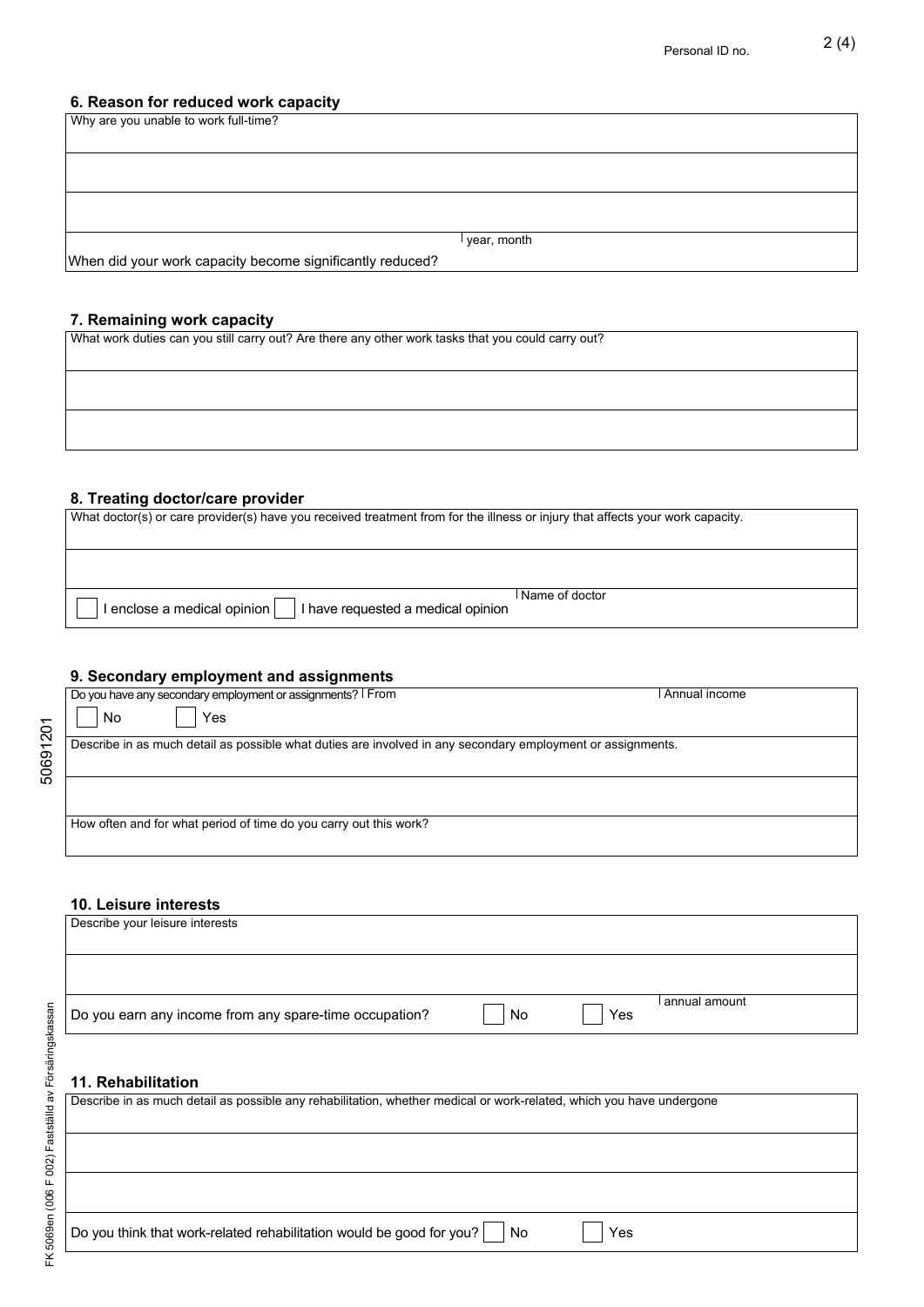Personal ID no.

## 6. Reason for reduced work capacity

Why are you unable to work full-time?

year, month

When did your work capacity become significantly reduced?

## 7. Remaining work capacity

What work duties can you still carry out? Are there any other work tasks that you could carry out?

## 8. Treating doctor/care provider

What doctor(s) or care provider(s) have you received treatment from for the illness or injury that affects your work capacity.

☐ I enclose a medical opinion ☐ I have requested a medical opinion

Name of doctor

## 9. Secondary employment and assignments

Do you have any secondary employment or assignments?

☐ No ☐ Yes

From

Annual income

Describe in as much detail as possible what duties are involved in any secondary employment or assignments.

How often and for what period of time do you carry out this work?

## 10. Leisure interests

Describe your leisure interests

Do you earn any income from any spare-time occupation? ☐ No ☐ Yes

annual amount

## 11. Rehabilitation

Describe in as much detail as possible any rehabilitation, whether medical or work-related, which you have undergone

Do you think that work-related rehabilitation would be good for you? ☐ No ☐ Yes

50691201

FK 5069en (006 F 002) Fastställd av Försäkringskassan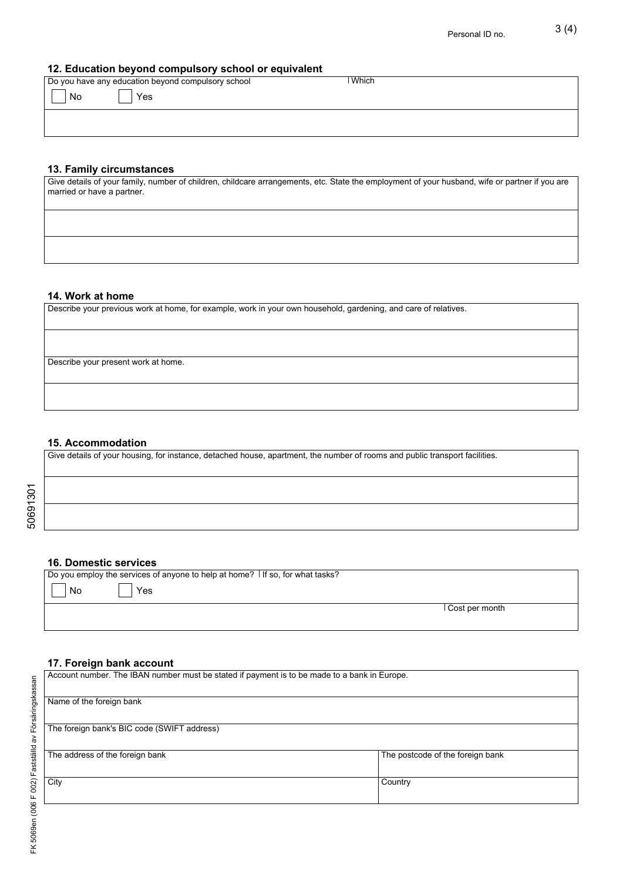## 12. Education beyond compulsory school or equivalent

Do you have any education beyond compulsory school

☐ No ☐ Yes

Which

## 13. Family circumstances

Give details of your family, number of children, childcare arrangements, etc. State the employment of your husband, wife or partner if you are married or have a partner.

## 14. Work at home

Describe your previous work at home, for example, work in your own household, gardening, and care of relatives.

Describe your present work at home.

## 15. Accommodation

Give details of your housing, for instance, detached house, apartment, the number of rooms and public transport facilities.

## 16. Domestic services

Do you employ the services of anyone to help at home?

☐ No ☐ Yes

If so, for what tasks?

Cost per month

## 17. Foreign bank account

Account number. The IBAN number must be stated if payment is to be made to a bank in Europe.

Name of the foreign bank

The foreign bank's BIC code (SWIFT address)

| The address of the foreign bank | The postcode of the foreign bank |
|---|---|
| City | Country |

50691301

FK 5069en (006 F 002) Fastställd av Försäkringskassan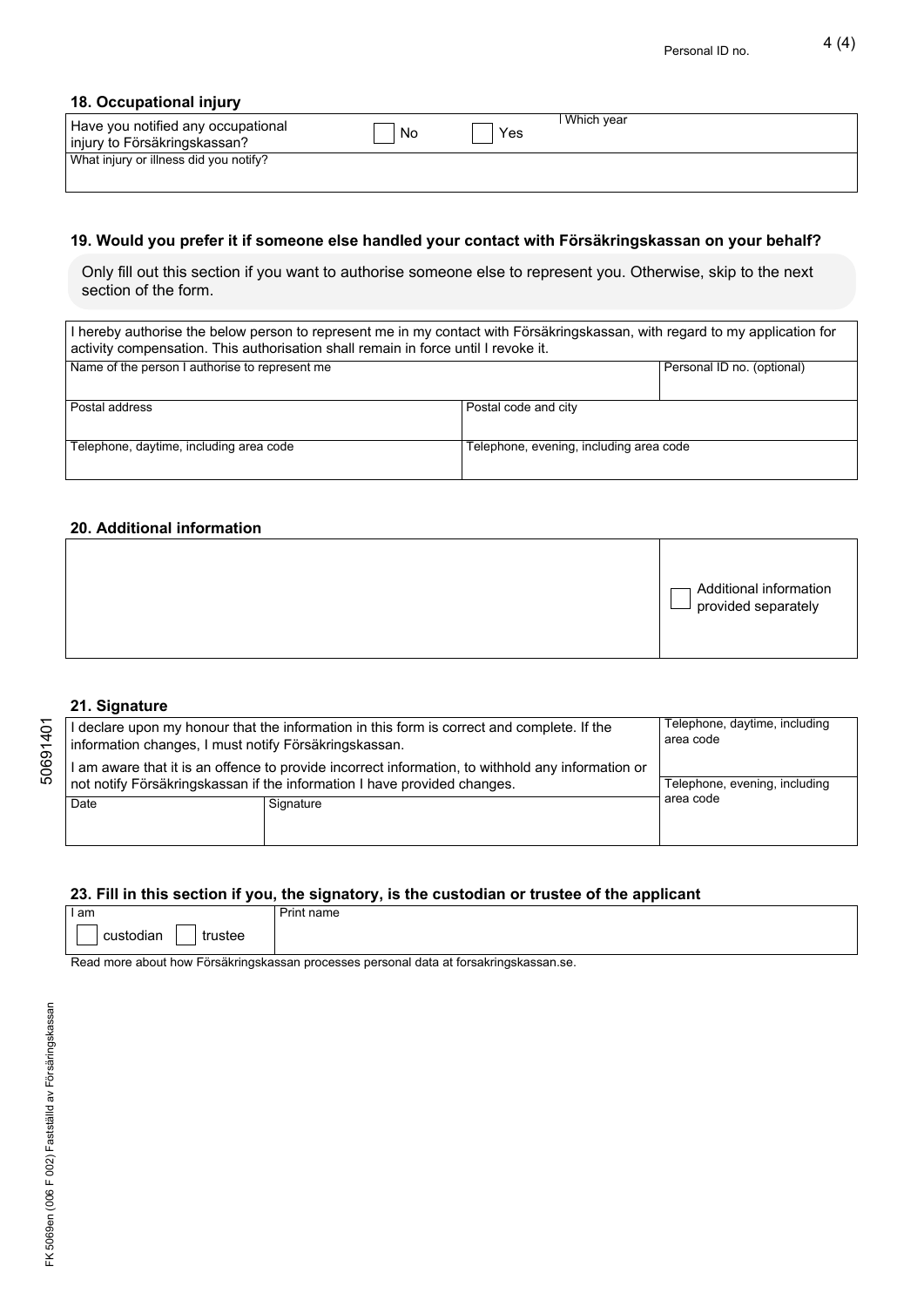### 18. Occupational injury

| | | | |
|---|---|---|---|
| Have you notified any occupational injury to Försäkringskassan? | ☐ No | ☐ Yes | Which year |
| What injury or illness did you notify? | | | |

### 19. Would you prefer it if someone else handled your contact with Försäkringskassan on your behalf?

Only fill out this section if you want to authorise someone else to represent you. Otherwise, skip to the next section of the form.

I hereby authorise the below person to represent me in my contact with Försäkringskassan, with regard to my application for activity compensation. This authorisation shall remain in force until I revoke it.

| | |
|---|---|
| Name of the person I authorise to represent me | Personal ID no. (optional) |
| Postal address | Postal code and city |
| Telephone, daytime, including area code | Telephone, evening, including area code |

### 20. Additional information

| | |
|---|---|
| | ☐ Additional information provided separately |

### 21. Signature

I declare upon my honour that the information in this form is correct and complete. If the information changes, I must notify Försäkringskassan.

I am aware that it is an offence to provide incorrect information, to withhold any information or not notify Försäkringskassan if the information I have provided changes.

| | | |
|---|---|---|
| Date | Signature | Telephone, daytime, including area code |
| | | Telephone, evening, including area code |

### 23. Fill in this section if you, the signatory, is the custodian or trustee of the applicant

| | |
|---|---|
| I am ☐ custodian ☐ trustee | Print name |

Read more about how Försäkringskassan processes personal data at forsakringskassan.se.